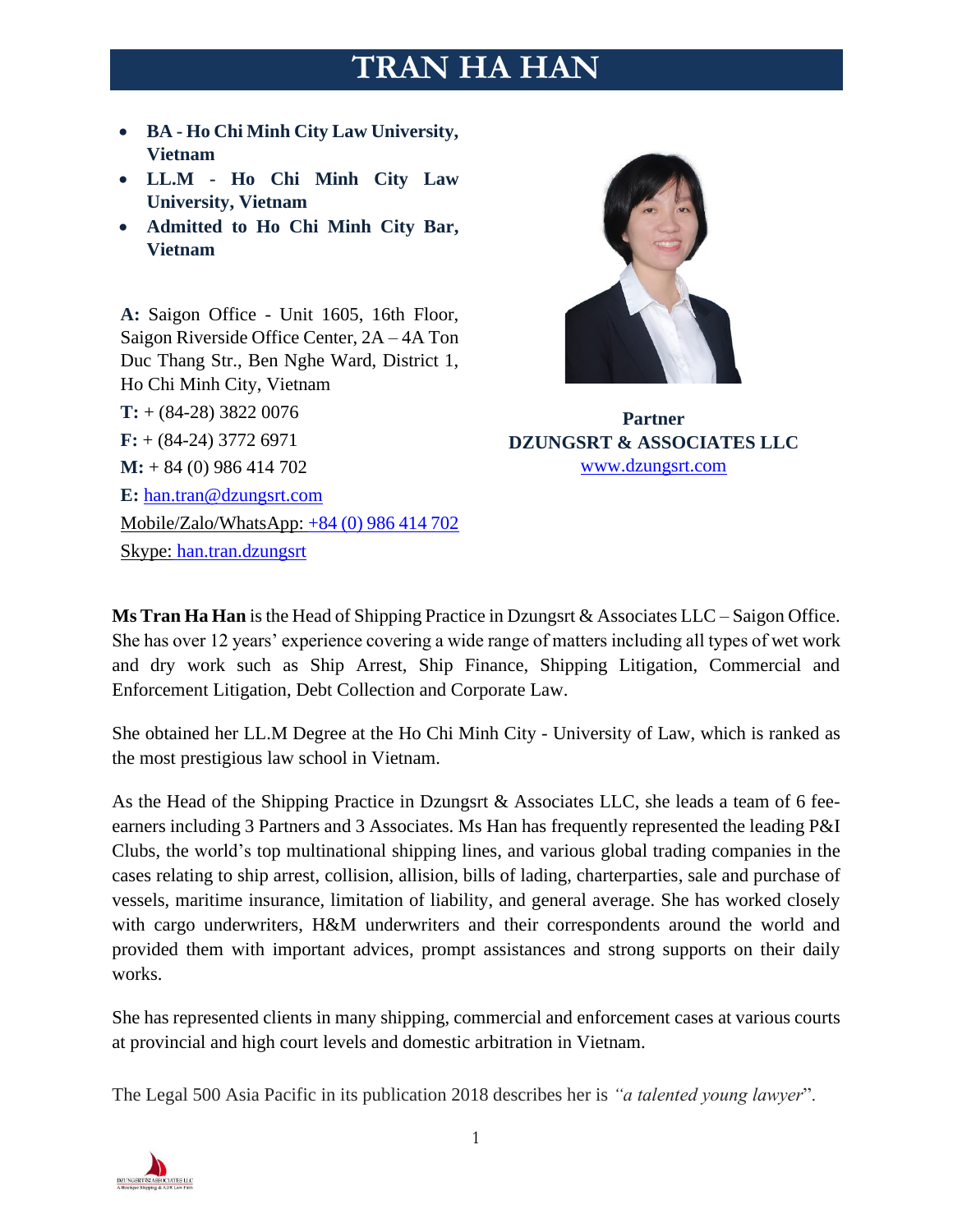# TRAN HA HAN

- **BA - Ho Chi Minh City Law University, Vietnam**
- **LL.M - Ho Chi Minh City Law University, Vietnam**
- **Admitted to Ho Chi Minh City Bar, Vietnam**

**A:** Saigon Office - Unit 1605, 16th Floor, Saigon Riverside Office Center, 2A – 4A Ton Duc Thang Str., Ben Nghe Ward, District 1, Ho Chi Minh City, Vietnam

**T:** + (84-28) 3822 0076

**F:** + (84-24) 3772 6971

**M:** + 84 (0) 986 414 702

**E:** han.tran@dzungsrt.com

Mobile/Zalo/WhatsApp: +84 (0) 986 414 702

Skype: han.tran.dzungsrt

**Partner**
**DZUNGSRT & ASSOCIATES LLC**
www.dzungsrt.com

**Ms Tran Ha Han** is the Head of Shipping Practice in Dzungsrt & Associates LLC – Saigon Office. She has over 12 years' experience covering a wide range of matters including all types of wet work and dry work such as Ship Arrest, Ship Finance, Shipping Litigation, Commercial and Enforcement Litigation, Debt Collection and Corporate Law.

She obtained her LL.M Degree at the Ho Chi Minh City - University of Law, which is ranked as the most prestigious law school in Vietnam.

As the Head of the Shipping Practice in Dzungsrt & Associates LLC, she leads a team of 6 fee-earners including 3 Partners and 3 Associates. Ms Han has frequently represented the leading P&I Clubs, the world's top multinational shipping lines, and various global trading companies in the cases relating to ship arrest, collision, allision, bills of lading, charterparties, sale and purchase of vessels, maritime insurance, limitation of liability, and general average. She has worked closely with cargo underwriters, H&M underwriters and their correspondents around the world and provided them with important advices, prompt assistances and strong supports on their daily works.

She has represented clients in many shipping, commercial and enforcement cases at various courts at provincial and high court levels and domestic arbitration in Vietnam.

The Legal 500 Asia Pacific in its publication 2018 describes her is *"a talented young lawyer"*.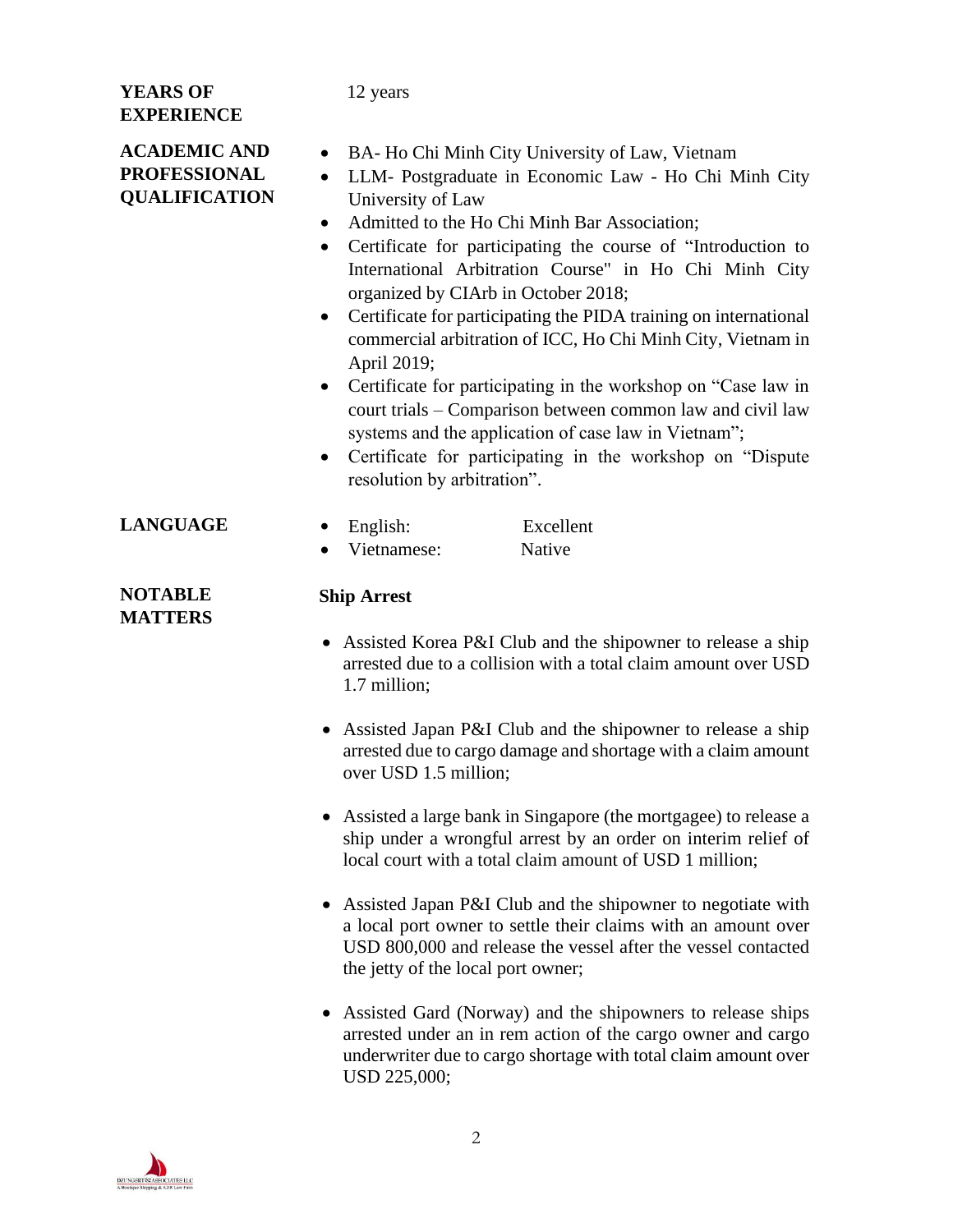**YEARS OF EXPERIENCE**

12 years

**ACADEMIC AND PROFESSIONAL QUALIFICATION**

- BA- Ho Chi Minh City University of Law, Vietnam
- LLM- Postgraduate in Economic Law - Ho Chi Minh City University of Law
- Admitted to the Ho Chi Minh Bar Association;
- Certificate for participating the course of "Introduction to International Arbitration Course" in Ho Chi Minh City organized by CIArb in October 2018;
- Certificate for participating the PIDA training on international commercial arbitration of ICC, Ho Chi Minh City, Vietnam in April 2019;
- Certificate for participating in the workshop on "Case law in court trials – Comparison between common law and civil law systems and the application of case law in Vietnam";
- Certificate for participating in the workshop on "Dispute resolution by arbitration".

**LANGUAGE**

- English: Excellent
- Vietnamese: Native

**NOTABLE MATTERS**

**Ship Arrest**

- Assisted Korea P&I Club and the shipowner to release a ship arrested due to a collision with a total claim amount over USD 1.7 million;
- Assisted Japan P&I Club and the shipowner to release a ship arrested due to cargo damage and shortage with a claim amount over USD 1.5 million;
- Assisted a large bank in Singapore (the mortgagee) to release a ship under a wrongful arrest by an order on interim relief of local court with a total claim amount of USD 1 million;
- Assisted Japan P&I Club and the shipowner to negotiate with a local port owner to settle their claims with an amount over USD 800,000 and release the vessel after the vessel contacted the jetty of the local port owner;
- Assisted Gard (Norway) and the shipowners to release ships arrested under an in rem action of the cargo owner and cargo underwriter due to cargo shortage with total claim amount over USD 225,000;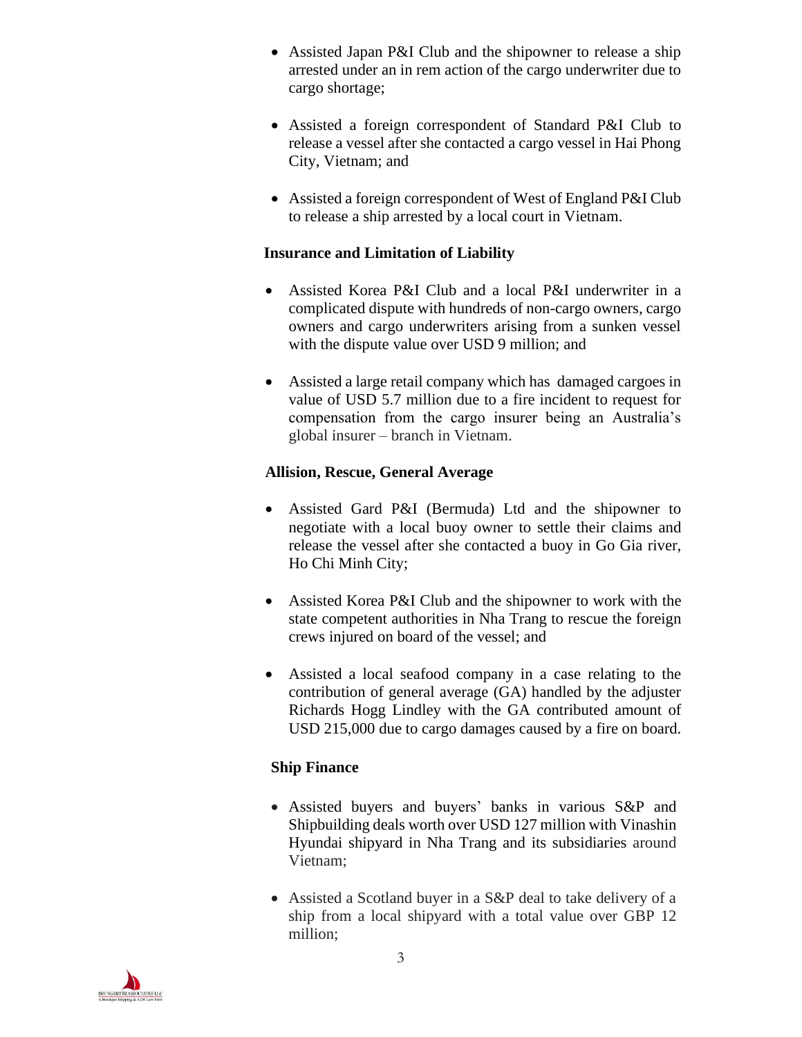- Assisted Japan P&I Club and the shipowner to release a ship arrested under an in rem action of the cargo underwriter due to cargo shortage;
- Assisted a foreign correspondent of Standard P&I Club to release a vessel after she contacted a cargo vessel in Hai Phong City, Vietnam; and
- Assisted a foreign correspondent of West of England P&I Club to release a ship arrested by a local court in Vietnam.

**Insurance and Limitation of Liability**

- Assisted Korea P&I Club and a local P&I underwriter in a complicated dispute with hundreds of non-cargo owners, cargo owners and cargo underwriters arising from a sunken vessel with the dispute value over USD 9 million; and
- Assisted a large retail company which has damaged cargoes in value of USD 5.7 million due to a fire incident to request for compensation from the cargo insurer being an Australia's global insurer – branch in Vietnam.

**Allision, Rescue, General Average**

- Assisted Gard P&I (Bermuda) Ltd and the shipowner to negotiate with a local buoy owner to settle their claims and release the vessel after she contacted a buoy in Go Gia river, Ho Chi Minh City;
- Assisted Korea P&I Club and the shipowner to work with the state competent authorities in Nha Trang to rescue the foreign crews injured on board of the vessel; and
- Assisted a local seafood company in a case relating to the contribution of general average (GA) handled by the adjuster Richards Hogg Lindley with the GA contributed amount of USD 215,000 due to cargo damages caused by a fire on board.

**Ship Finance**

- Assisted buyers and buyers' banks in various S&P and Shipbuilding deals worth over USD 127 million with Vinashin Hyundai shipyard in Nha Trang and its subsidiaries around Vietnam;
- Assisted a Scotland buyer in a S&P deal to take delivery of a ship from a local shipyard with a total value over GBP 12 million;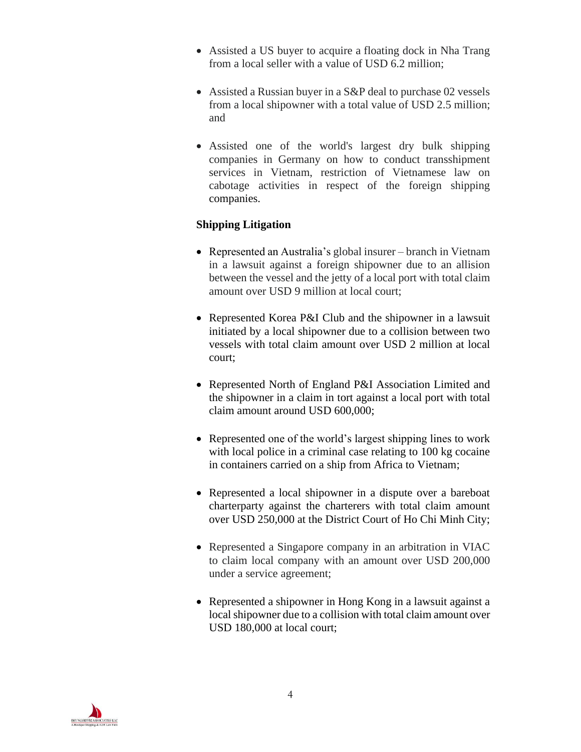- Assisted a US buyer to acquire a floating dock in Nha Trang from a local seller with a value of USD 6.2 million;

- Assisted a Russian buyer in a S&P deal to purchase 02 vessels from a local shipowner with a total value of USD 2.5 million; and

- Assisted one of the world's largest dry bulk shipping companies in Germany on how to conduct transshipment services in Vietnam, restriction of Vietnamese law on cabotage activities in respect of the foreign shipping companies.

**Shipping Litigation**

- Represented an Australia's global insurer – branch in Vietnam in a lawsuit against a foreign shipowner due to an allision between the vessel and the jetty of a local port with total claim amount over USD 9 million at local court;

- Represented Korea P&I Club and the shipowner in a lawsuit initiated by a local shipowner due to a collision between two vessels with total claim amount over USD 2 million at local court;

- Represented North of England P&I Association Limited and the shipowner in a claim in tort against a local port with total claim amount around USD 600,000;

- Represented one of the world's largest shipping lines to work with local police in a criminal case relating to 100 kg cocaine in containers carried on a ship from Africa to Vietnam;

- Represented a local shipowner in a dispute over a bareboat charterparty against the charterers with total claim amount over USD 250,000 at the District Court of Ho Chi Minh City;

- Represented a Singapore company in an arbitration in VIAC to claim local company with an amount over USD 200,000 under a service agreement;

- Represented a shipowner in Hong Kong in a lawsuit against a local shipowner due to a collision with total claim amount over USD 180,000 at local court;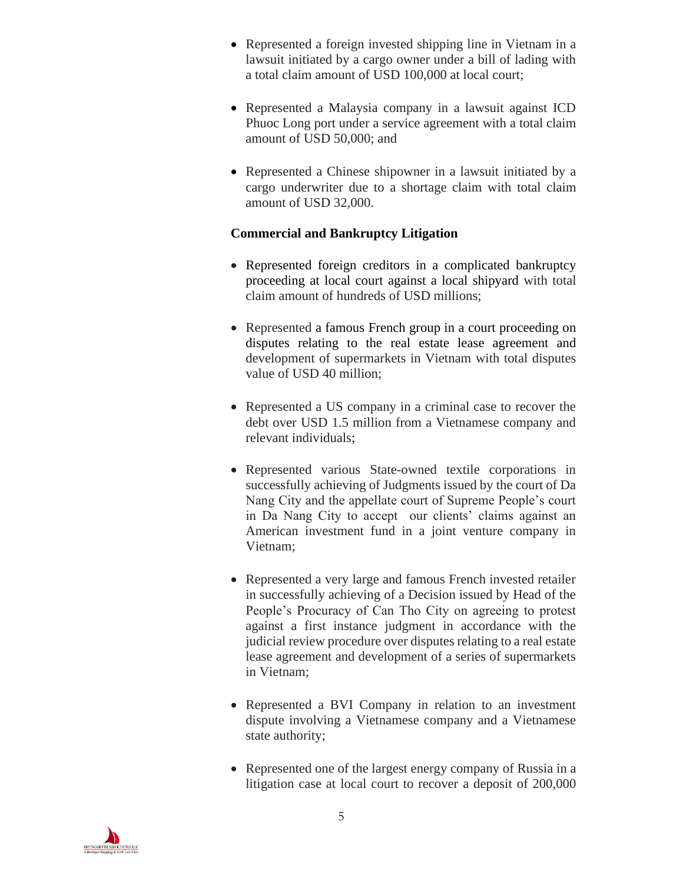- Represented a foreign invested shipping line in Vietnam in a lawsuit initiated by a cargo owner under a bill of lading with a total claim amount of USD 100,000 at local court;

- Represented a Malaysia company in a lawsuit against ICD Phuoc Long port under a service agreement with a total claim amount of USD 50,000; and

- Represented a Chinese shipowner in a lawsuit initiated by a cargo underwriter due to a shortage claim with total claim amount of USD 32,000.

**Commercial and Bankruptcy Litigation**

- Represented foreign creditors in a complicated bankruptcy proceeding at local court against a local shipyard with total claim amount of hundreds of USD millions;

- Represented a famous French group in a court proceeding on disputes relating to the real estate lease agreement and development of supermarkets in Vietnam with total disputes value of USD 40 million;

- Represented a US company in a criminal case to recover the debt over USD 1.5 million from a Vietnamese company and relevant individuals;

- Represented various State-owned textile corporations in successfully achieving of Judgments issued by the court of Da Nang City and the appellate court of Supreme People's court in Da Nang City to accept our clients' claims against an American investment fund in a joint venture company in Vietnam;

- Represented a very large and famous French invested retailer in successfully achieving of a Decision issued by Head of the People's Procuracy of Can Tho City on agreeing to protest against a first instance judgment in accordance with the judicial review procedure over disputes relating to a real estate lease agreement and development of a series of supermarkets in Vietnam;

- Represented a BVI Company in relation to an investment dispute involving a Vietnamese company and a Vietnamese state authority;

- Represented one of the largest energy company of Russia in a litigation case at local court to recover a deposit of 200,000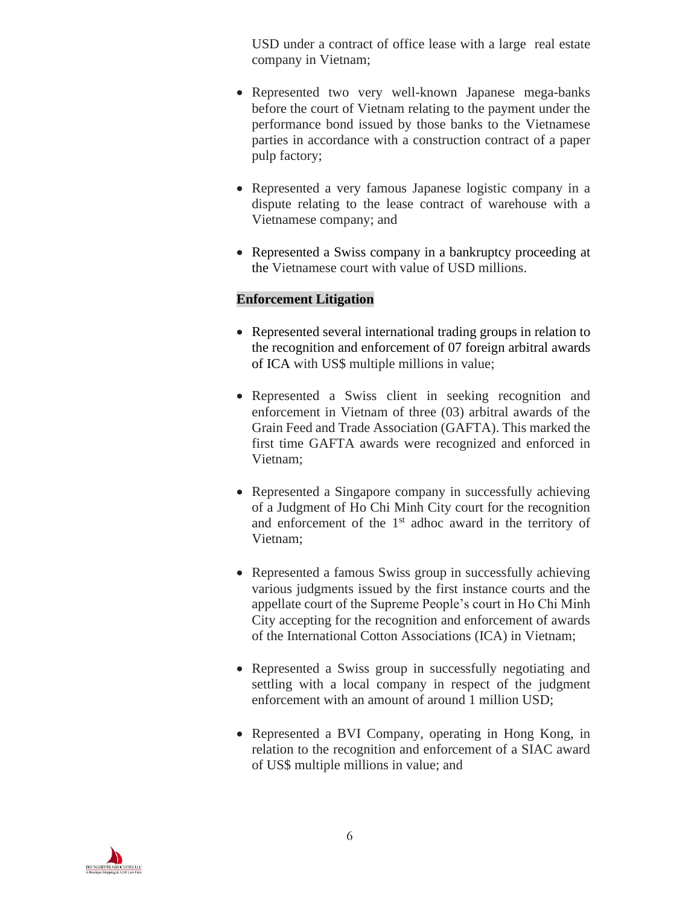USD under a contract of office lease with a large real estate company in Vietnam;

- Represented two very well-known Japanese mega-banks before the court of Vietnam relating to the payment under the performance bond issued by those banks to the Vietnamese parties in accordance with a construction contract of a paper pulp factory;

- Represented a very famous Japanese logistic company in a dispute relating to the lease contract of warehouse with a Vietnamese company; and

- Represented a Swiss company in a bankruptcy proceeding at the Vietnamese court with value of USD millions.

**Enforcement Litigation**

- Represented several international trading groups in relation to the recognition and enforcement of 07 foreign arbitral awards of ICA with US$ multiple millions in value;

- Represented a Swiss client in seeking recognition and enforcement in Vietnam of three (03) arbitral awards of the Grain Feed and Trade Association (GAFTA). This marked the first time GAFTA awards were recognized and enforced in Vietnam;

- Represented a Singapore company in successfully achieving of a Judgment of Ho Chi Minh City court for the recognition and enforcement of the 1st adhoc award in the territory of Vietnam;

- Represented a famous Swiss group in successfully achieving various judgments issued by the first instance courts and the appellate court of the Supreme People's court in Ho Chi Minh City accepting for the recognition and enforcement of awards of the International Cotton Associations (ICA) in Vietnam;

- Represented a Swiss group in successfully negotiating and settling with a local company in respect of the judgment enforcement with an amount of around 1 million USD;

- Represented a BVI Company, operating in Hong Kong, in relation to the recognition and enforcement of a SIAC award of US$ multiple millions in value; and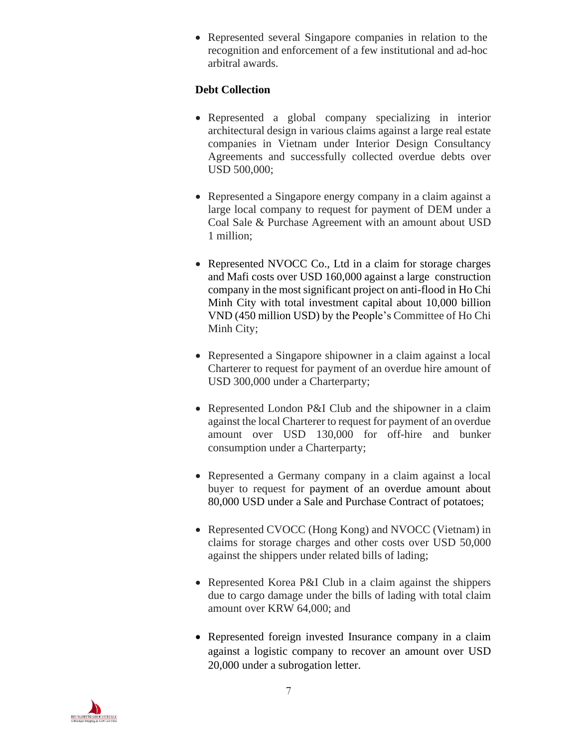- Represented several Singapore companies in relation to the recognition and enforcement of a few institutional and ad-hoc arbitral awards.

**Debt Collection**

- Represented a global company specializing in interior architectural design in various claims against a large real estate companies in Vietnam under Interior Design Consultancy Agreements and successfully collected overdue debts over USD 500,000;

- Represented a Singapore energy company in a claim against a large local company to request for payment of DEM under a Coal Sale & Purchase Agreement with an amount about USD 1 million;

- Represented NVOCC Co., Ltd in a claim for storage charges and Mafi costs over USD 160,000 against a large construction company in the most significant project on anti-flood in Ho Chi Minh City with total investment capital about 10,000 billion VND (450 million USD) by the People's Committee of Ho Chi Minh City;

- Represented a Singapore shipowner in a claim against a local Charterer to request for payment of an overdue hire amount of USD 300,000 under a Charterparty;

- Represented London P&I Club and the shipowner in a claim against the local Charterer to request for payment of an overdue amount over USD 130,000 for off-hire and bunker consumption under a Charterparty;

- Represented a Germany company in a claim against a local buyer to request for payment of an overdue amount about 80,000 USD under a Sale and Purchase Contract of potatoes;

- Represented CVOCC (Hong Kong) and NVOCC (Vietnam) in claims for storage charges and other costs over USD 50,000 against the shippers under related bills of lading;

- Represented Korea P&I Club in a claim against the shippers due to cargo damage under the bills of lading with total claim amount over KRW 64,000; and

- Represented foreign invested Insurance company in a claim against a logistic company to recover an amount over USD 20,000 under a subrogation letter.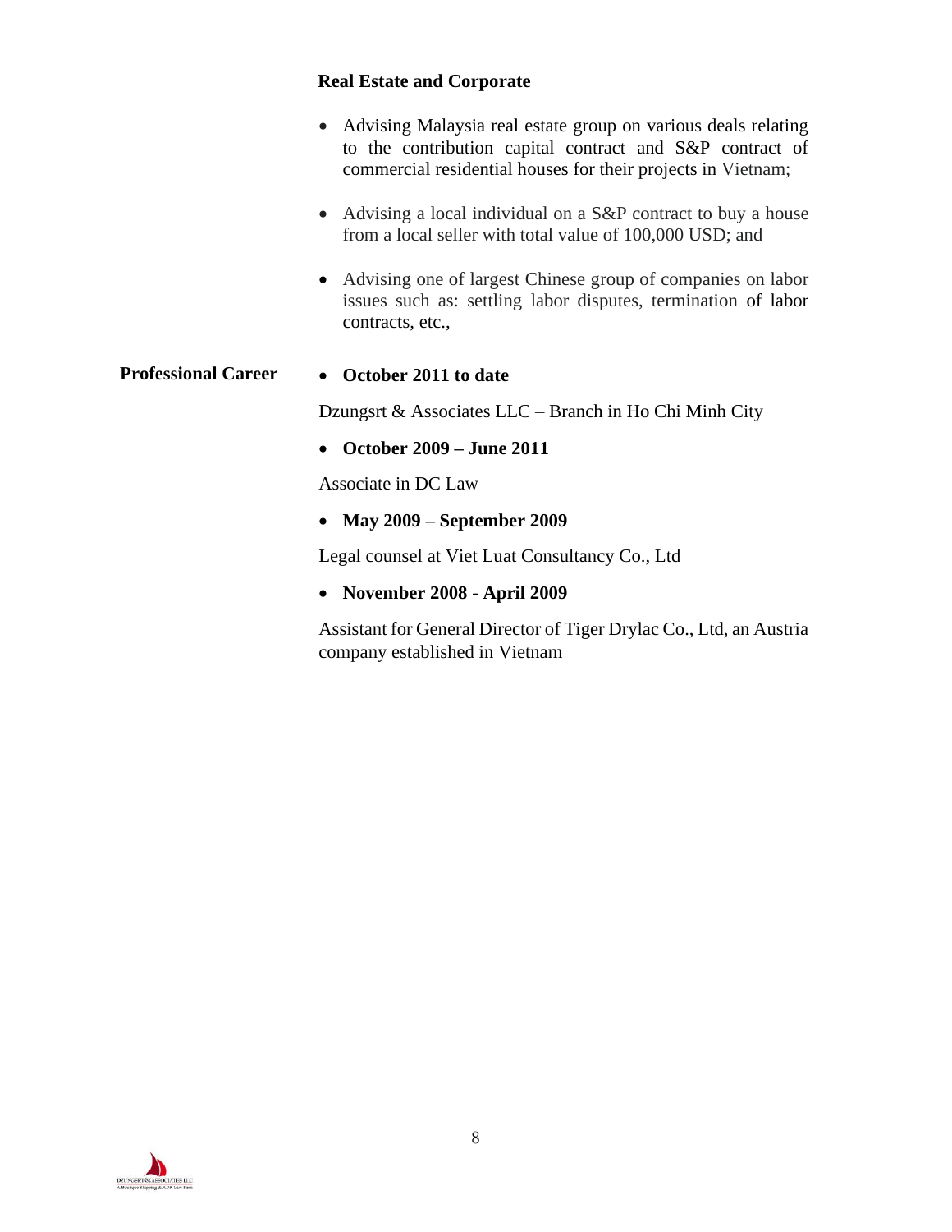### Real Estate and Corporate

- Advising Malaysia real estate group on various deals relating to the contribution capital contract and S&P contract of commercial residential houses for their projects in Vietnam;
- Advising a local individual on a S&P contract to buy a house from a local seller with total value of 100,000 USD; and
- Advising one of largest Chinese group of companies on labor issues such as: settling labor disputes, termination of labor contracts, etc.,

**Professional Career**

- **October 2011 to date**

Dzungsrt & Associates LLC – Branch in Ho Chi Minh City

- **October 2009 – June 2011**

Associate in DC Law

- **May 2009 – September 2009**

Legal counsel at Viet Luat Consultancy Co., Ltd

- **November 2008 - April 2009**

Assistant for General Director of Tiger Drylac Co., Ltd, an Austria company established in Vietnam